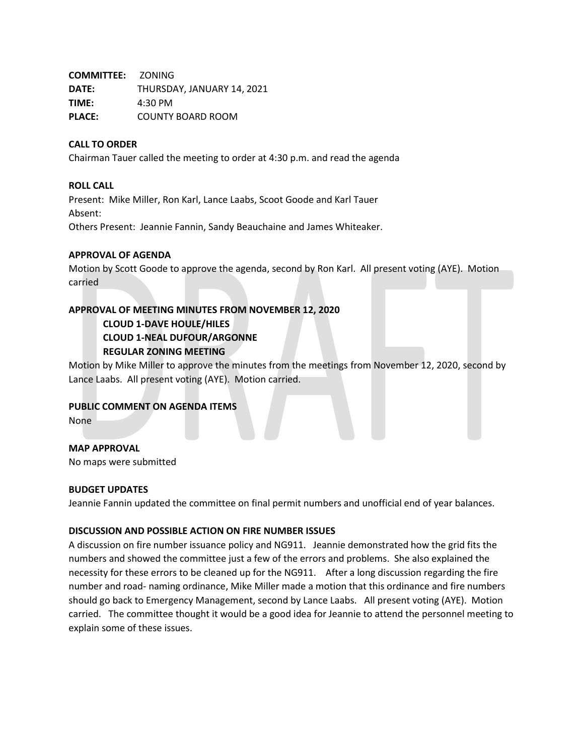**COMMITTEE:** ZONING
**DATE:** THURSDAY, JANUARY 14, 2021
**TIME:** 4:30 PM
**PLACE:** COUNTY BOARD ROOM

**CALL TO ORDER**

Chairman Tauer called the meeting to order at 4:30 p.m. and read the agenda

**ROLL CALL**

Present: Mike Miller, Ron Karl, Lance Laabs, Scoot Goode and Karl Tauer
Absent:
Others Present: Jeannie Fannin, Sandy Beauchaine and James Whiteaker.

**APPROVAL OF AGENDA**

Motion by Scott Goode to approve the agenda, second by Ron Karl. All present voting (AYE). Motion carried

**APPROVAL OF MEETING MINUTES FROM NOVEMBER 12, 2020**

**CLOUD 1-DAVE HOULE/HILES**
**CLOUD 1-NEAL DUFOUR/ARGONNE**
**REGULAR ZONING MEETING**

Motion by Mike Miller to approve the minutes from the meetings from November 12, 2020, second by Lance Laabs. All present voting (AYE). Motion carried.

**PUBLIC COMMENT ON AGENDA ITEMS**

None

**MAP APPROVAL**

No maps were submitted

**BUDGET UPDATES**

Jeannie Fannin updated the committee on final permit numbers and unofficial end of year balances.

**DISCUSSION AND POSSIBLE ACTION ON FIRE NUMBER ISSUES**

A discussion on fire number issuance policy and NG911. Jeannie demonstrated how the grid fits the numbers and showed the committee just a few of the errors and problems. She also explained the necessity for these errors to be cleaned up for the NG911. After a long discussion regarding the fire number and road- naming ordinance, Mike Miller made a motion that this ordinance and fire numbers should go back to Emergency Management, second by Lance Laabs. All present voting (AYE). Motion carried. The committee thought it would be a good idea for Jeannie to attend the personnel meeting to explain some of these issues.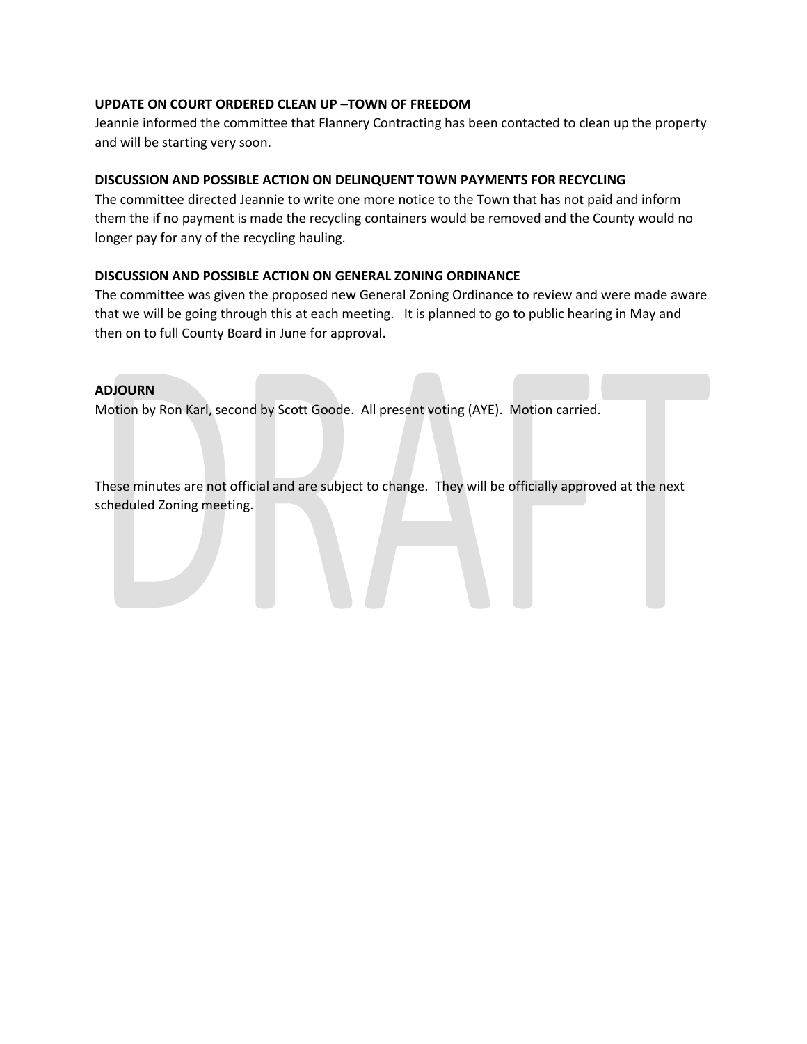**UPDATE ON COURT ORDERED CLEAN UP –TOWN OF FREEDOM**

Jeannie informed the committee that Flannery Contracting has been contacted to clean up the property and will be starting very soon.

**DISCUSSION AND POSSIBLE ACTION ON DELINQUENT TOWN PAYMENTS FOR RECYCLING**

The committee directed Jeannie to write one more notice to the Town that has not paid and inform them the if no payment is made the recycling containers would be removed and the County would no longer pay for any of the recycling hauling.

**DISCUSSION AND POSSIBLE ACTION ON GENERAL ZONING ORDINANCE**

The committee was given the proposed new General Zoning Ordinance to review and were made aware that we will be going through this at each meeting. It is planned to go to public hearing in May and then on to full County Board in June for approval.

**ADJOURN**

Motion by Ron Karl, second by Scott Goode. All present voting (AYE). Motion carried.

These minutes are not official and are subject to change. They will be officially approved at the next scheduled Zoning meeting.